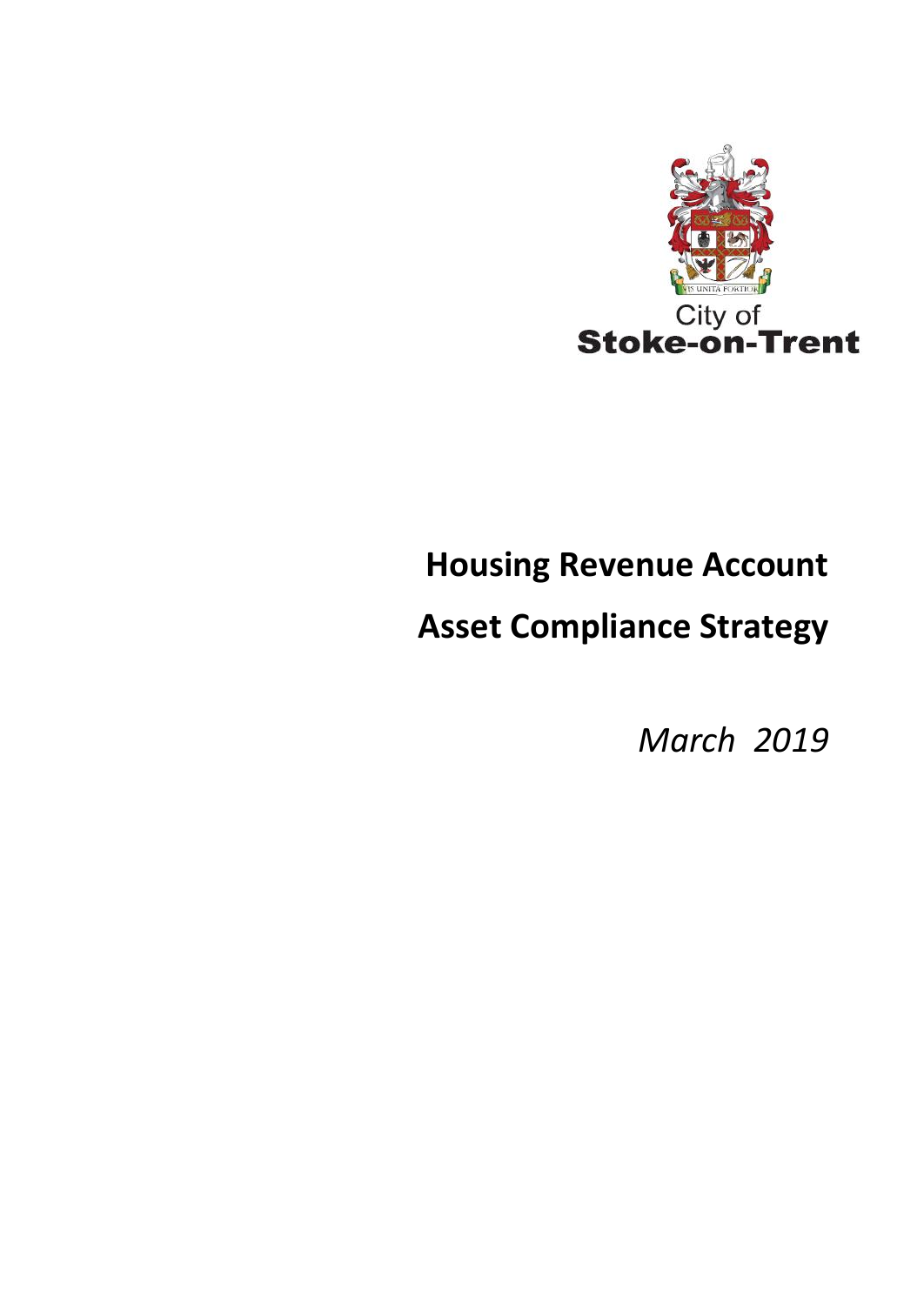City of
**Stoke-on-Trent**

# Housing Revenue Account

# Asset Compliance Strategy

*March 2019*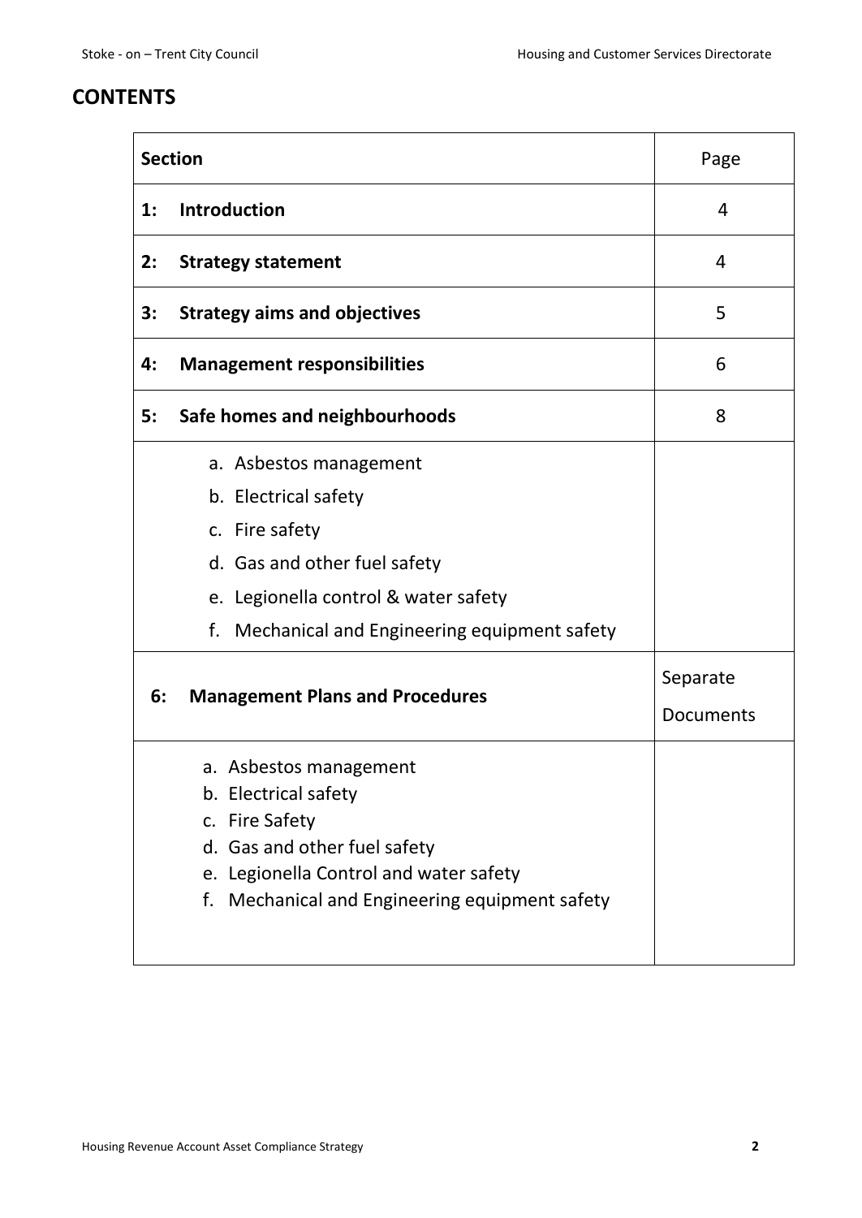# CONTENTS

| Section | Page |
|---|---|
| **1: Introduction** | 4 |
| **2: Strategy statement** | 4 |
| **3: Strategy aims and objectives** | 5 |
| **4: Management responsibilities** | 6 |
| **5: Safe homes and neighbourhoods** | 8 |
| a. Asbestos management<br>b. Electrical safety<br>c. Fire safety<br>d. Gas and other fuel safety<br>e. Legionella control & water safety<br>f. Mechanical and Engineering equipment safety | |
| **6: Management Plans and Procedures** | Separate Documents |
| a. Asbestos management<br>b. Electrical safety<br>c. Fire Safety<br>d. Gas and other fuel safety<br>e. Legionella Control and water safety<br>f. Mechanical and Engineering equipment safety | |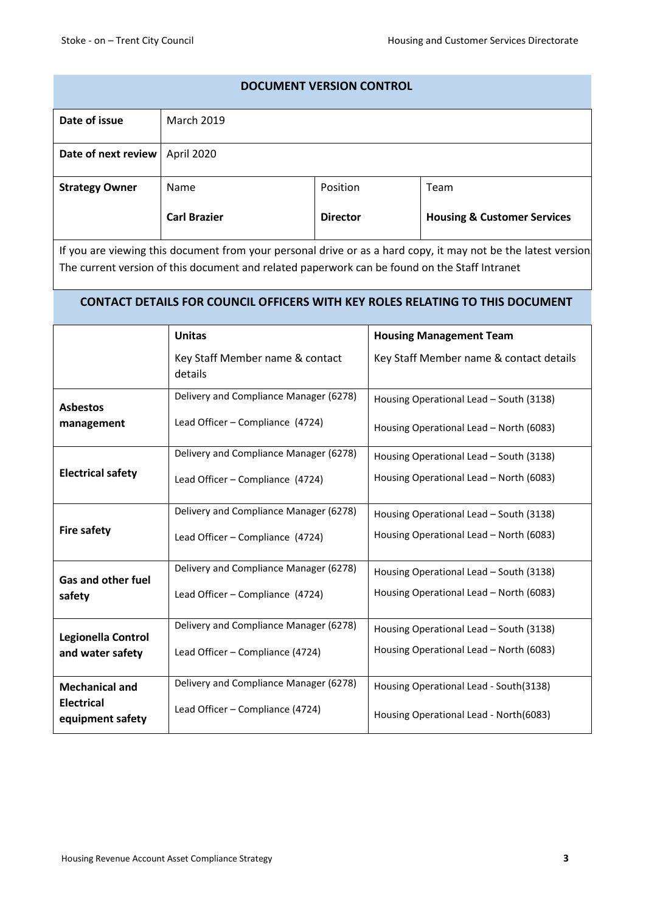## DOCUMENT VERSION CONTROL

| | | | |
|---|---|---|---|
| **Date of issue** | March 2019 | | |
| **Date of next review** | April 2020 | | |
| **Strategy Owner** | Name<br>**Carl Brazier** | Position<br>**Director** | Team<br>**Housing & Customer Services** |

If you are viewing this document from your personal drive or as a hard copy, it may not be the latest version. The current version of this document and related paperwork can be found on the Staff Intranet

## CONTACT DETAILS FOR COUNCIL OFFICERS WITH KEY ROLES RELATING TO THIS DOCUMENT

| | **Unitas**<br>Key Staff Member name & contact details | **Housing Management Team**<br>Key Staff Member name & contact details |
|---|---|---|
| **Asbestos management** | Delivery and Compliance Manager (6278)<br>Lead Officer – Compliance (4724) | Housing Operational Lead – South (3138)<br>Housing Operational Lead – North (6083) |
| **Electrical safety** | Delivery and Compliance Manager (6278)<br>Lead Officer – Compliance (4724) | Housing Operational Lead – South (3138)<br>Housing Operational Lead – North (6083) |
| **Fire safety** | Delivery and Compliance Manager (6278)<br>Lead Officer – Compliance (4724) | Housing Operational Lead – South (3138)<br>Housing Operational Lead – North (6083) |
| **Gas and other fuel safety** | Delivery and Compliance Manager (6278)<br>Lead Officer – Compliance (4724) | Housing Operational Lead – South (3138)<br>Housing Operational Lead – North (6083) |
| **Legionella Control and water safety** | Delivery and Compliance Manager (6278)<br>Lead Officer – Compliance (4724) | Housing Operational Lead – South (3138)<br>Housing Operational Lead – North (6083) |
| **Mechanical and Electrical equipment safety** | Delivery and Compliance Manager (6278)<br>Lead Officer – Compliance (4724) | Housing Operational Lead - South(3138)<br>Housing Operational Lead - North(6083) |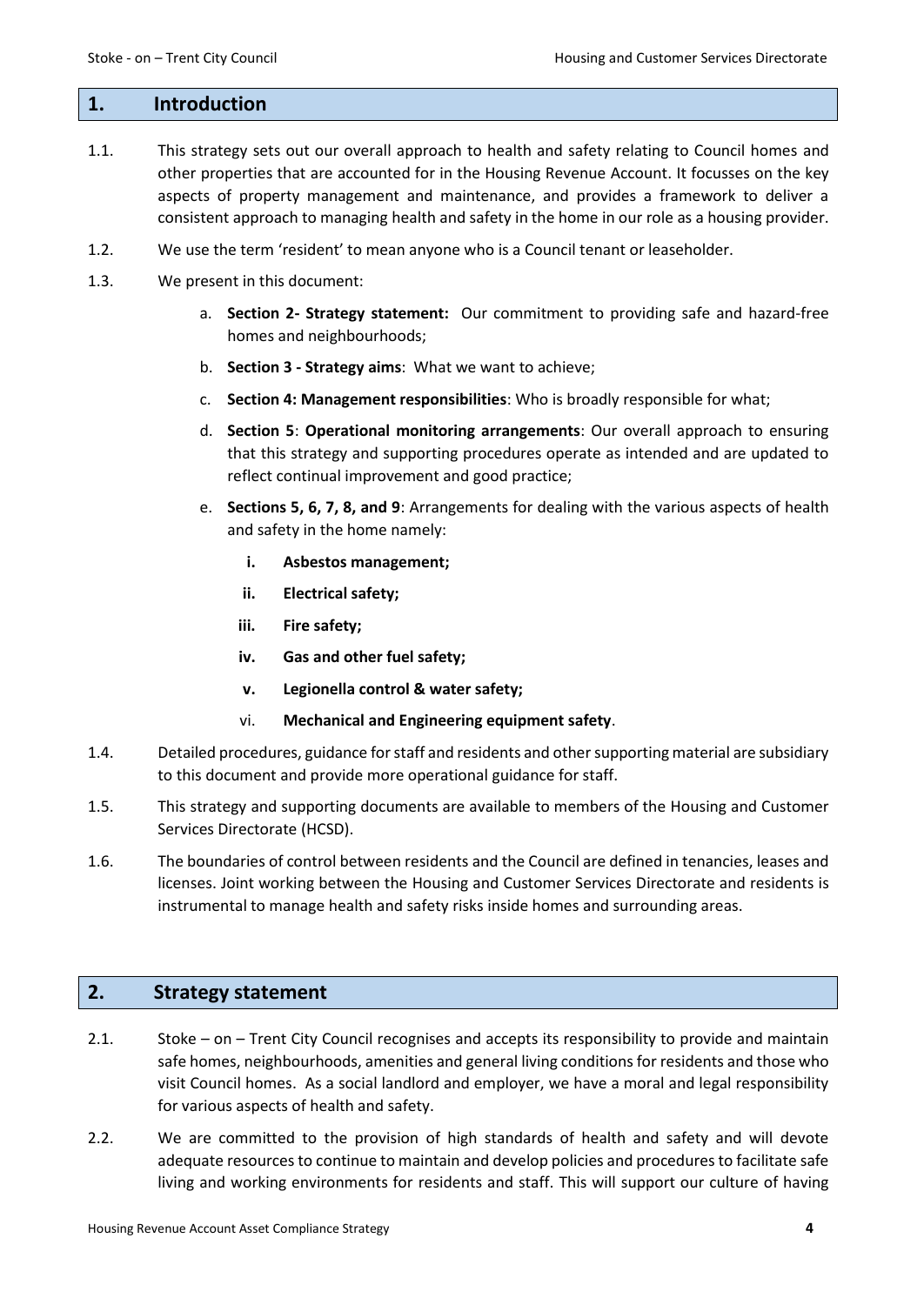## 1. Introduction

1.1. This strategy sets out our overall approach to health and safety relating to Council homes and other properties that are accounted for in the Housing Revenue Account. It focusses on the key aspects of property management and maintenance, and provides a framework to deliver a consistent approach to managing health and safety in the home in our role as a housing provider.

1.2. We use the term 'resident' to mean anyone who is a Council tenant or leaseholder.

1.3. We present in this document:

a. **Section 2- Strategy statement:** Our commitment to providing safe and hazard-free homes and neighbourhoods;

b. **Section 3 - Strategy aims**: What we want to achieve;

c. **Section 4: Management responsibilities**: Who is broadly responsible for what;

d. **Section 5**: **Operational monitoring arrangements**: Our overall approach to ensuring that this strategy and supporting procedures operate as intended and are updated to reflect continual improvement and good practice;

e. **Sections 5, 6, 7, 8, and 9**: Arrangements for dealing with the various aspects of health and safety in the home namely:

   i. **Asbestos management;**

   ii. **Electrical safety;**

   iii. **Fire safety;**

   iv. **Gas and other fuel safety;**

   v. **Legionella control & water safety;**

   vi. **Mechanical and Engineering equipment safety**.

1.4. Detailed procedures, guidance for staff and residents and other supporting material are subsidiary to this document and provide more operational guidance for staff.

1.5. This strategy and supporting documents are available to members of the Housing and Customer Services Directorate (HCSD).

1.6. The boundaries of control between residents and the Council are defined in tenancies, leases and licenses. Joint working between the Housing and Customer Services Directorate and residents is instrumental to manage health and safety risks inside homes and surrounding areas.

## 2. Strategy statement

2.1. Stoke – on – Trent City Council recognises and accepts its responsibility to provide and maintain safe homes, neighbourhoods, amenities and general living conditions for residents and those who visit Council homes. As a social landlord and employer, we have a moral and legal responsibility for various aspects of health and safety.

2.2. We are committed to the provision of high standards of health and safety and will devote adequate resources to continue to maintain and develop policies and procedures to facilitate safe living and working environments for residents and staff. This will support our culture of having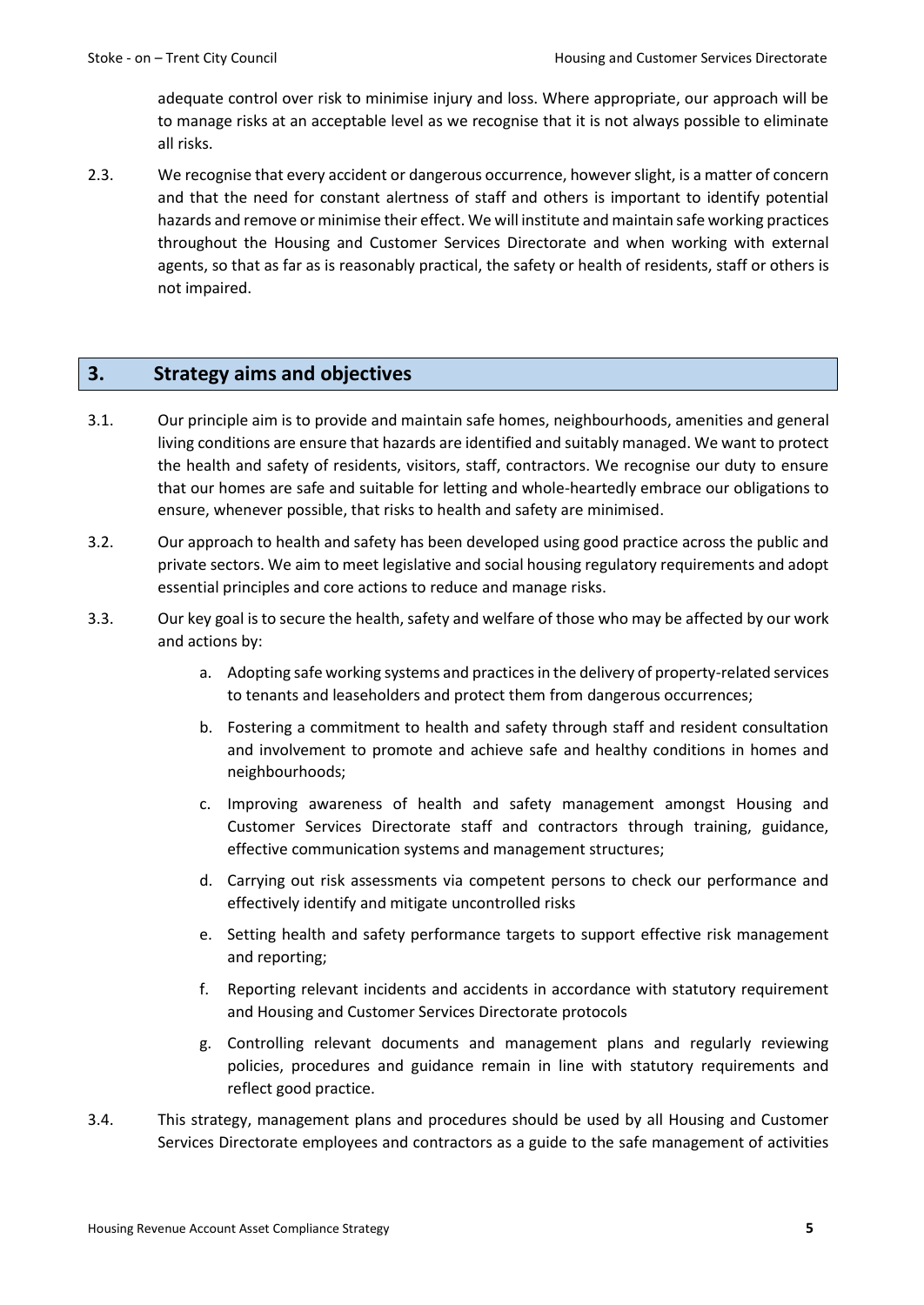adequate control over risk to minimise injury and loss. Where appropriate, our approach will be to manage risks at an acceptable level as we recognise that it is not always possible to eliminate all risks.

2.3. We recognise that every accident or dangerous occurrence, however slight, is a matter of concern and that the need for constant alertness of staff and others is important to identify potential hazards and remove or minimise their effect. We will institute and maintain safe working practices throughout the Housing and Customer Services Directorate and when working with external agents, so that as far as is reasonably practical, the safety or health of residents, staff or others is not impaired.

## 3. Strategy aims and objectives

3.1. Our principle aim is to provide and maintain safe homes, neighbourhoods, amenities and general living conditions are ensure that hazards are identified and suitably managed. We want to protect the health and safety of residents, visitors, staff, contractors. We recognise our duty to ensure that our homes are safe and suitable for letting and whole-heartedly embrace our obligations to ensure, whenever possible, that risks to health and safety are minimised.

3.2. Our approach to health and safety has been developed using good practice across the public and private sectors. We aim to meet legislative and social housing regulatory requirements and adopt essential principles and core actions to reduce and manage risks.

3.3. Our key goal is to secure the health, safety and welfare of those who may be affected by our work and actions by:

   a. Adopting safe working systems and practices in the delivery of property-related services to tenants and leaseholders and protect them from dangerous occurrences;

   b. Fostering a commitment to health and safety through staff and resident consultation and involvement to promote and achieve safe and healthy conditions in homes and neighbourhoods;

   c. Improving awareness of health and safety management amongst Housing and Customer Services Directorate staff and contractors through training, guidance, effective communication systems and management structures;

   d. Carrying out risk assessments via competent persons to check our performance and effectively identify and mitigate uncontrolled risks

   e. Setting health and safety performance targets to support effective risk management and reporting;

   f. Reporting relevant incidents and accidents in accordance with statutory requirement and Housing and Customer Services Directorate protocols

   g. Controlling relevant documents and management plans and regularly reviewing policies, procedures and guidance remain in line with statutory requirements and reflect good practice.

3.4. This strategy, management plans and procedures should be used by all Housing and Customer Services Directorate employees and contractors as a guide to the safe management of activities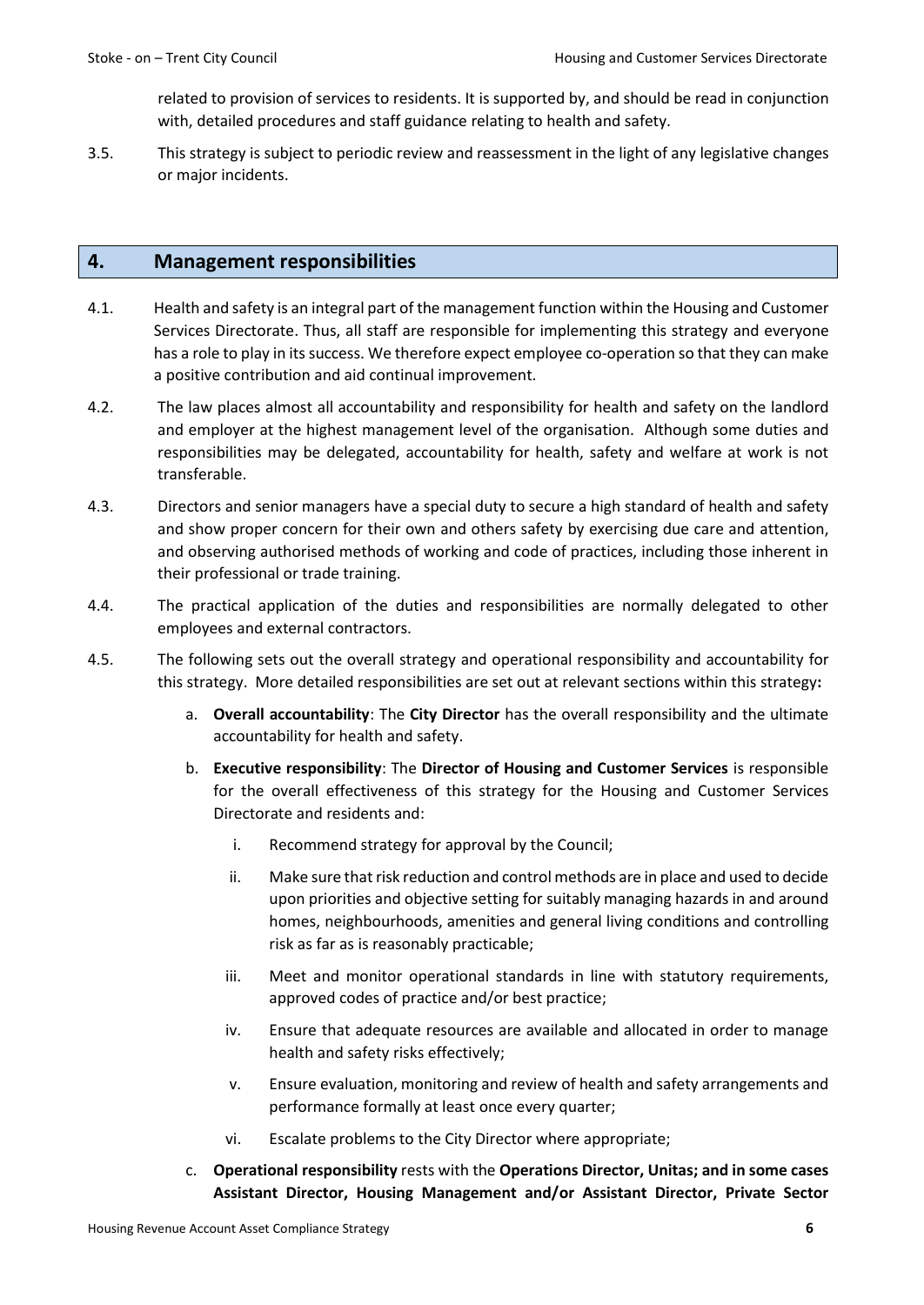related to provision of services to residents. It is supported by, and should be read in conjunction with, detailed procedures and staff guidance relating to health and safety.

3.5. This strategy is subject to periodic review and reassessment in the light of any legislative changes or major incidents.

## 4. Management responsibilities

4.1. Health and safety is an integral part of the management function within the Housing and Customer Services Directorate. Thus, all staff are responsible for implementing this strategy and everyone has a role to play in its success. We therefore expect employee co-operation so that they can make a positive contribution and aid continual improvement.

4.2. The law places almost all accountability and responsibility for health and safety on the landlord and employer at the highest management level of the organisation. Although some duties and responsibilities may be delegated, accountability for health, safety and welfare at work is not transferable.

4.3. Directors and senior managers have a special duty to secure a high standard of health and safety and show proper concern for their own and others safety by exercising due care and attention, and observing authorised methods of working and code of practices, including those inherent in their professional or trade training.

4.4. The practical application of the duties and responsibilities are normally delegated to other employees and external contractors.

4.5. The following sets out the overall strategy and operational responsibility and accountability for this strategy. More detailed responsibilities are set out at relevant sections within this strategy**:**

a. **Overall accountability**: The **City Director** has the overall responsibility and the ultimate accountability for health and safety.

b. **Executive responsibility**: The **Director of Housing and Customer Services** is responsible for the overall effectiveness of this strategy for the Housing and Customer Services Directorate and residents and:

   i. Recommend strategy for approval by the Council;

   ii. Make sure that risk reduction and control methods are in place and used to decide upon priorities and objective setting for suitably managing hazards in and around homes, neighbourhoods, amenities and general living conditions and controlling risk as far as is reasonably practicable;

   iii. Meet and monitor operational standards in line with statutory requirements, approved codes of practice and/or best practice;

   iv. Ensure that adequate resources are available and allocated in order to manage health and safety risks effectively;

   v. Ensure evaluation, monitoring and review of health and safety arrangements and performance formally at least once every quarter;

   vi. Escalate problems to the City Director where appropriate;

c. **Operational responsibility** rests with the **Operations Director, Unitas; and in some cases Assistant Director, Housing Management and/or Assistant Director, Private Sector**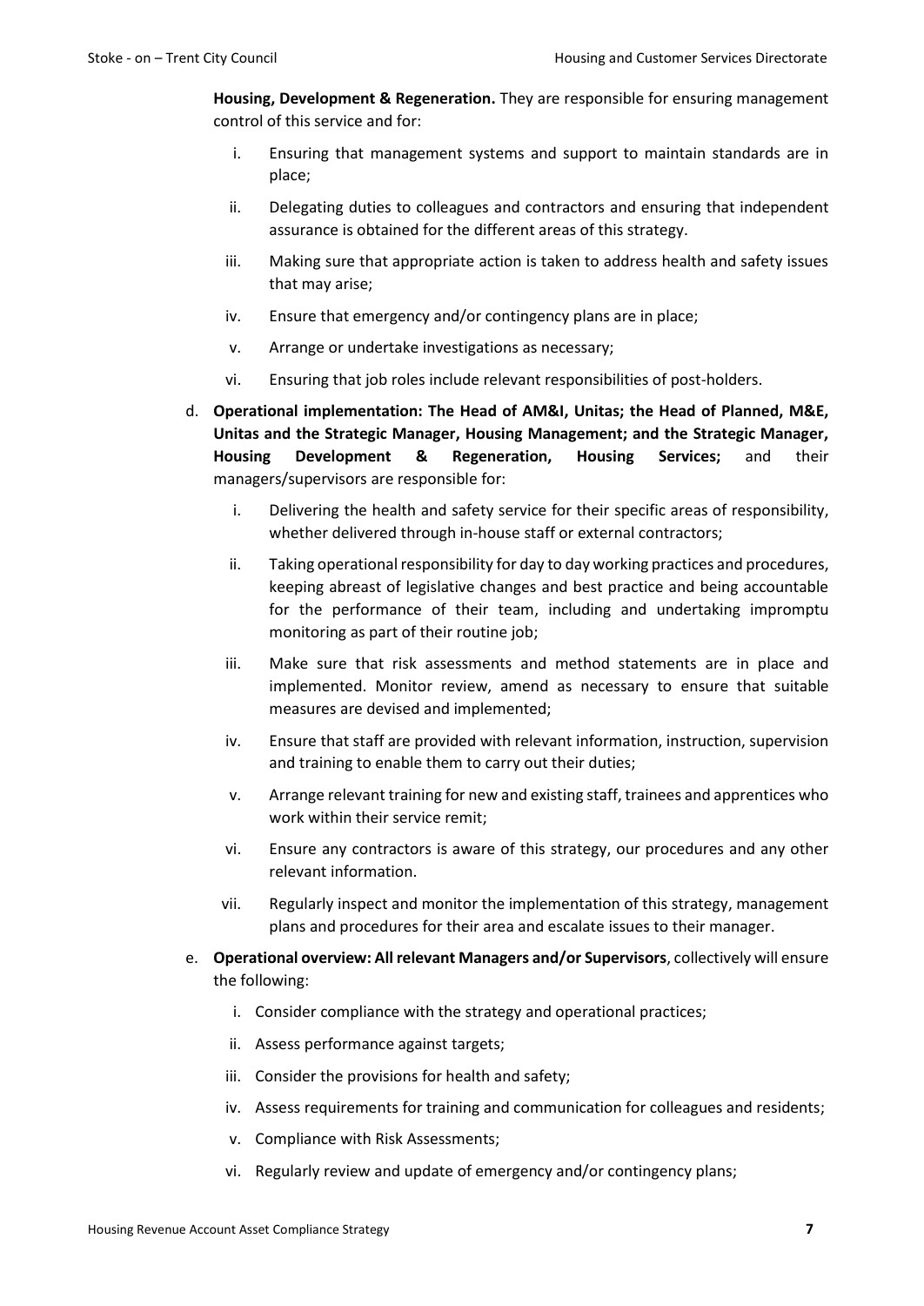**Housing, Development & Regeneration.** They are responsible for ensuring management control of this service and for:

i. Ensuring that management systems and support to maintain standards are in place;
ii. Delegating duties to colleagues and contractors and ensuring that independent assurance is obtained for the different areas of this strategy.
iii. Making sure that appropriate action is taken to address health and safety issues that may arise;
iv. Ensure that emergency and/or contingency plans are in place;
v. Arrange or undertake investigations as necessary;
vi. Ensuring that job roles include relevant responsibilities of post-holders.

d. **Operational implementation: The Head of AM&I, Unitas; the Head of Planned, M&E, Unitas and the Strategic Manager, Housing Management; and the Strategic Manager, Housing Development & Regeneration, Housing Services;** and their managers/supervisors are responsible for:

i. Delivering the health and safety service for their specific areas of responsibility, whether delivered through in-house staff or external contractors;
ii. Taking operational responsibility for day to day working practices and procedures, keeping abreast of legislative changes and best practice and being accountable for the performance of their team, including and undertaking impromptu monitoring as part of their routine job;
iii. Make sure that risk assessments and method statements are in place and implemented. Monitor review, amend as necessary to ensure that suitable measures are devised and implemented;
iv. Ensure that staff are provided with relevant information, instruction, supervision and training to enable them to carry out their duties;
v. Arrange relevant training for new and existing staff, trainees and apprentices who work within their service remit;
vi. Ensure any contractors is aware of this strategy, our procedures and any other relevant information.
vii. Regularly inspect and monitor the implementation of this strategy, management plans and procedures for their area and escalate issues to their manager.

e. **Operational overview: All relevant Managers and/or Supervisors**, collectively will ensure the following:

i. Consider compliance with the strategy and operational practices;
ii. Assess performance against targets;
iii. Consider the provisions for health and safety;
iv. Assess requirements for training and communication for colleagues and residents;
v. Compliance with Risk Assessments;
vi. Regularly review and update of emergency and/or contingency plans;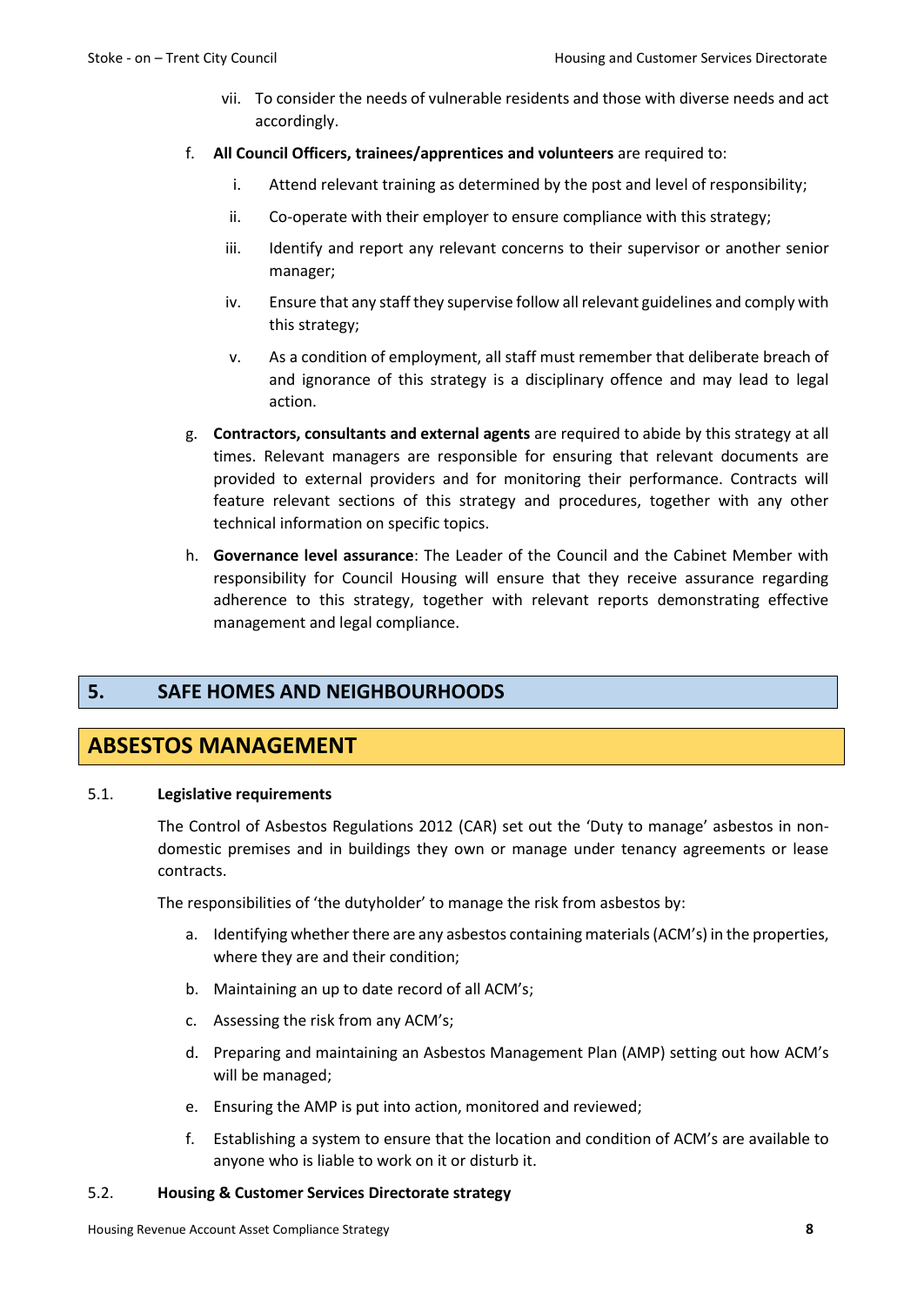vii. To consider the needs of vulnerable residents and those with diverse needs and act accordingly.

f. **All Council Officers, trainees/apprentices and volunteers** are required to:

   i. Attend relevant training as determined by the post and level of responsibility;

   ii. Co-operate with their employer to ensure compliance with this strategy;

   iii. Identify and report any relevant concerns to their supervisor or another senior manager;

   iv. Ensure that any staff they supervise follow all relevant guidelines and comply with this strategy;

   v. As a condition of employment, all staff must remember that deliberate breach of and ignorance of this strategy is a disciplinary offence and may lead to legal action.

g. **Contractors, consultants and external agents** are required to abide by this strategy at all times. Relevant managers are responsible for ensuring that relevant documents are provided to external providers and for monitoring their performance. Contracts will feature relevant sections of this strategy and procedures, together with any other technical information on specific topics.

h. **Governance level assurance**: The Leader of the Council and the Cabinet Member with responsibility for Council Housing will ensure that they receive assurance regarding adherence to this strategy, together with relevant reports demonstrating effective management and legal compliance.

## 5. SAFE HOMES AND NEIGHBOURHOODS

## ABSESTOS MANAGEMENT

### 5.1. Legislative requirements

The Control of Asbestos Regulations 2012 (CAR) set out the 'Duty to manage' asbestos in non-domestic premises and in buildings they own or manage under tenancy agreements or lease contracts.

The responsibilities of 'the dutyholder' to manage the risk from asbestos by:

a. Identifying whether there are any asbestos containing materials (ACM's) in the properties, where they are and their condition;

b. Maintaining an up to date record of all ACM's;

c. Assessing the risk from any ACM's;

d. Preparing and maintaining an Asbestos Management Plan (AMP) setting out how ACM's will be managed;

e. Ensuring the AMP is put into action, monitored and reviewed;

f. Establishing a system to ensure that the location and condition of ACM's are available to anyone who is liable to work on it or disturb it.

### 5.2. Housing & Customer Services Directorate strategy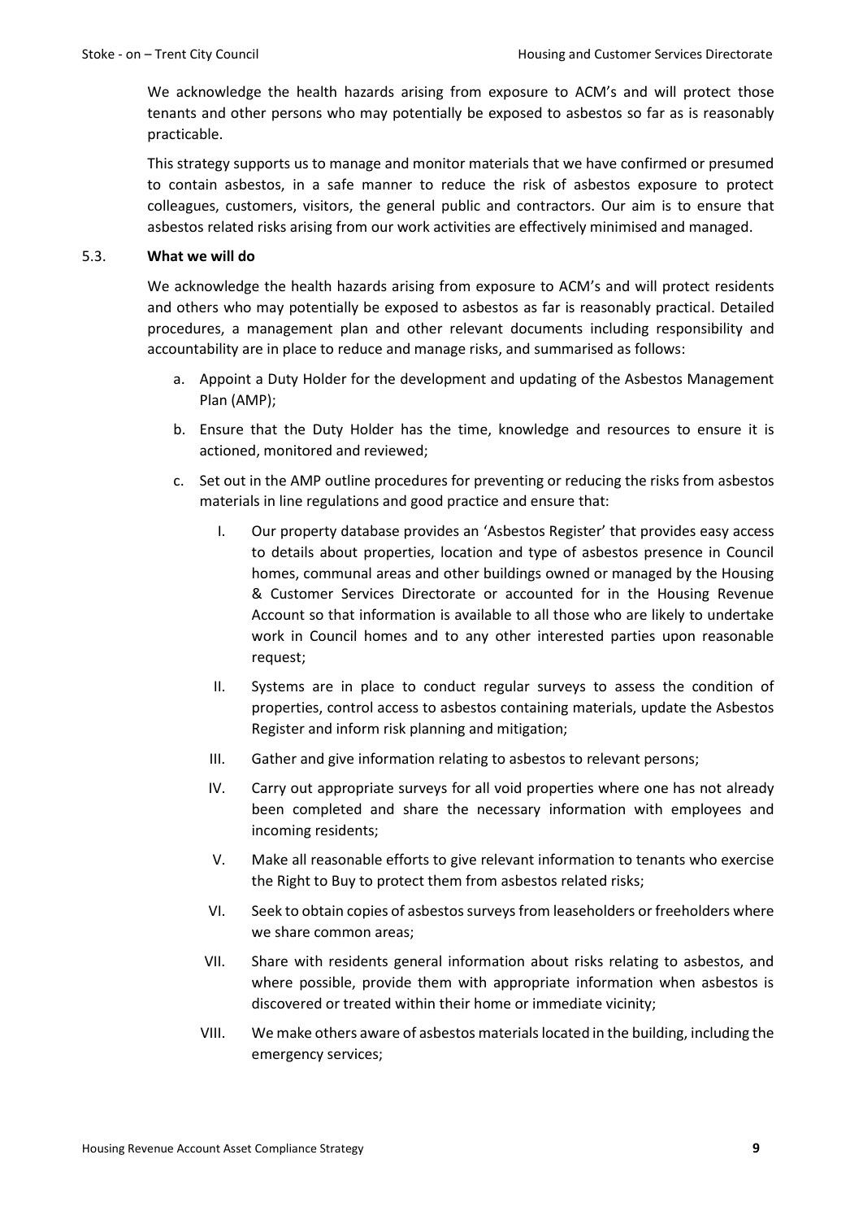We acknowledge the health hazards arising from exposure to ACM's and will protect those tenants and other persons who may potentially be exposed to asbestos so far as is reasonably practicable.

This strategy supports us to manage and monitor materials that we have confirmed or presumed to contain asbestos, in a safe manner to reduce the risk of asbestos exposure to protect colleagues, customers, visitors, the general public and contractors. Our aim is to ensure that asbestos related risks arising from our work activities are effectively minimised and managed.

### 5.3. **What we will do**

We acknowledge the health hazards arising from exposure to ACM's and will protect residents and others who may potentially be exposed to asbestos as far is reasonably practical. Detailed procedures, a management plan and other relevant documents including responsibility and accountability are in place to reduce and manage risks, and summarised as follows:

a. Appoint a Duty Holder for the development and updating of the Asbestos Management Plan (AMP);

b. Ensure that the Duty Holder has the time, knowledge and resources to ensure it is actioned, monitored and reviewed;

c. Set out in the AMP outline procedures for preventing or reducing the risks from asbestos materials in line regulations and good practice and ensure that:

   I. Our property database provides an 'Asbestos Register' that provides easy access to details about properties, location and type of asbestos presence in Council homes, communal areas and other buildings owned or managed by the Housing & Customer Services Directorate or accounted for in the Housing Revenue Account so that information is available to all those who are likely to undertake work in Council homes and to any other interested parties upon reasonable request;

   II. Systems are in place to conduct regular surveys to assess the condition of properties, control access to asbestos containing materials, update the Asbestos Register and inform risk planning and mitigation;

   III. Gather and give information relating to asbestos to relevant persons;

   IV. Carry out appropriate surveys for all void properties where one has not already been completed and share the necessary information with employees and incoming residents;

   V. Make all reasonable efforts to give relevant information to tenants who exercise the Right to Buy to protect them from asbestos related risks;

   VI. Seek to obtain copies of asbestos surveys from leaseholders or freeholders where we share common areas;

   VII. Share with residents general information about risks relating to asbestos, and where possible, provide them with appropriate information when asbestos is discovered or treated within their home or immediate vicinity;

   VIII. We make others aware of asbestos materials located in the building, including the emergency services;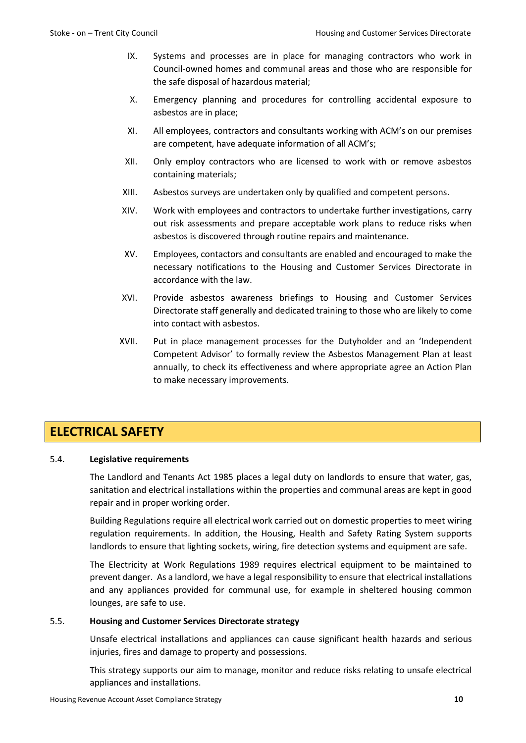IX. Systems and processes are in place for managing contractors who work in Council-owned homes and communal areas and those who are responsible for the safe disposal of hazardous material;

X. Emergency planning and procedures for controlling accidental exposure to asbestos are in place;

XI. All employees, contractors and consultants working with ACM's on our premises are competent, have adequate information of all ACM's;

XII. Only employ contractors who are licensed to work with or remove asbestos containing materials;

XIII. Asbestos surveys are undertaken only by qualified and competent persons.

XIV. Work with employees and contractors to undertake further investigations, carry out risk assessments and prepare acceptable work plans to reduce risks when asbestos is discovered through routine repairs and maintenance.

XV. Employees, contactors and consultants are enabled and encouraged to make the necessary notifications to the Housing and Customer Services Directorate in accordance with the law.

XVI. Provide asbestos awareness briefings to Housing and Customer Services Directorate staff generally and dedicated training to those who are likely to come into contact with asbestos.

XVII. Put in place management processes for the Dutyholder and an 'Independent Competent Advisor' to formally review the Asbestos Management Plan at least annually, to check its effectiveness and where appropriate agree an Action Plan to make necessary improvements.

## ELECTRICAL SAFETY

### 5.4. Legislative requirements

The Landlord and Tenants Act 1985 places a legal duty on landlords to ensure that water, gas, sanitation and electrical installations within the properties and communal areas are kept in good repair and in proper working order.

Building Regulations require all electrical work carried out on domestic properties to meet wiring regulation requirements. In addition, the Housing, Health and Safety Rating System supports landlords to ensure that lighting sockets, wiring, fire detection systems and equipment are safe.

The Electricity at Work Regulations 1989 requires electrical equipment to be maintained to prevent danger. As a landlord, we have a legal responsibility to ensure that electrical installations and any appliances provided for communal use, for example in sheltered housing common lounges, are safe to use.

### 5.5. Housing and Customer Services Directorate strategy

Unsafe electrical installations and appliances can cause significant health hazards and serious injuries, fires and damage to property and possessions.

This strategy supports our aim to manage, monitor and reduce risks relating to unsafe electrical appliances and installations.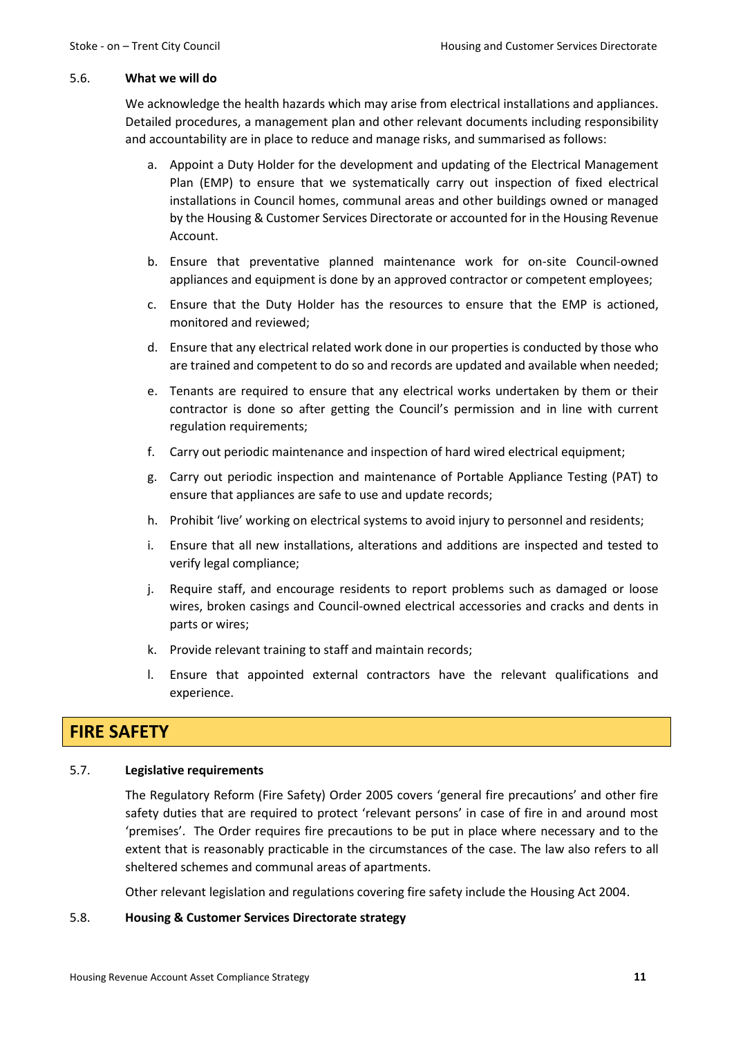### 5.6. **What we will do**

We acknowledge the health hazards which may arise from electrical installations and appliances. Detailed procedures, a management plan and other relevant documents including responsibility and accountability are in place to reduce and manage risks, and summarised as follows:

a. Appoint a Duty Holder for the development and updating of the Electrical Management Plan (EMP) to ensure that we systematically carry out inspection of fixed electrical installations in Council homes, communal areas and other buildings owned or managed by the Housing & Customer Services Directorate or accounted for in the Housing Revenue Account.

b. Ensure that preventative planned maintenance work for on-site Council-owned appliances and equipment is done by an approved contractor or competent employees;

c. Ensure that the Duty Holder has the resources to ensure that the EMP is actioned, monitored and reviewed;

d. Ensure that any electrical related work done in our properties is conducted by those who are trained and competent to do so and records are updated and available when needed;

e. Tenants are required to ensure that any electrical works undertaken by them or their contractor is done so after getting the Council's permission and in line with current regulation requirements;

f. Carry out periodic maintenance and inspection of hard wired electrical equipment;

g. Carry out periodic inspection and maintenance of Portable Appliance Testing (PAT) to ensure that appliances are safe to use and update records;

h. Prohibit 'live' working on electrical systems to avoid injury to personnel and residents;

i. Ensure that all new installations, alterations and additions are inspected and tested to verify legal compliance;

j. Require staff, and encourage residents to report problems such as damaged or loose wires, broken casings and Council-owned electrical accessories and cracks and dents in parts or wires;

k. Provide relevant training to staff and maintain records;

l. Ensure that appointed external contractors have the relevant qualifications and experience.

## FIRE SAFETY

### 5.7. **Legislative requirements**

The Regulatory Reform (Fire Safety) Order 2005 covers 'general fire precautions' and other fire safety duties that are required to protect 'relevant persons' in case of fire in and around most 'premises'. The Order requires fire precautions to be put in place where necessary and to the extent that is reasonably practicable in the circumstances of the case. The law also refers to all sheltered schemes and communal areas of apartments.

Other relevant legislation and regulations covering fire safety include the Housing Act 2004.

### 5.8. **Housing & Customer Services Directorate strategy**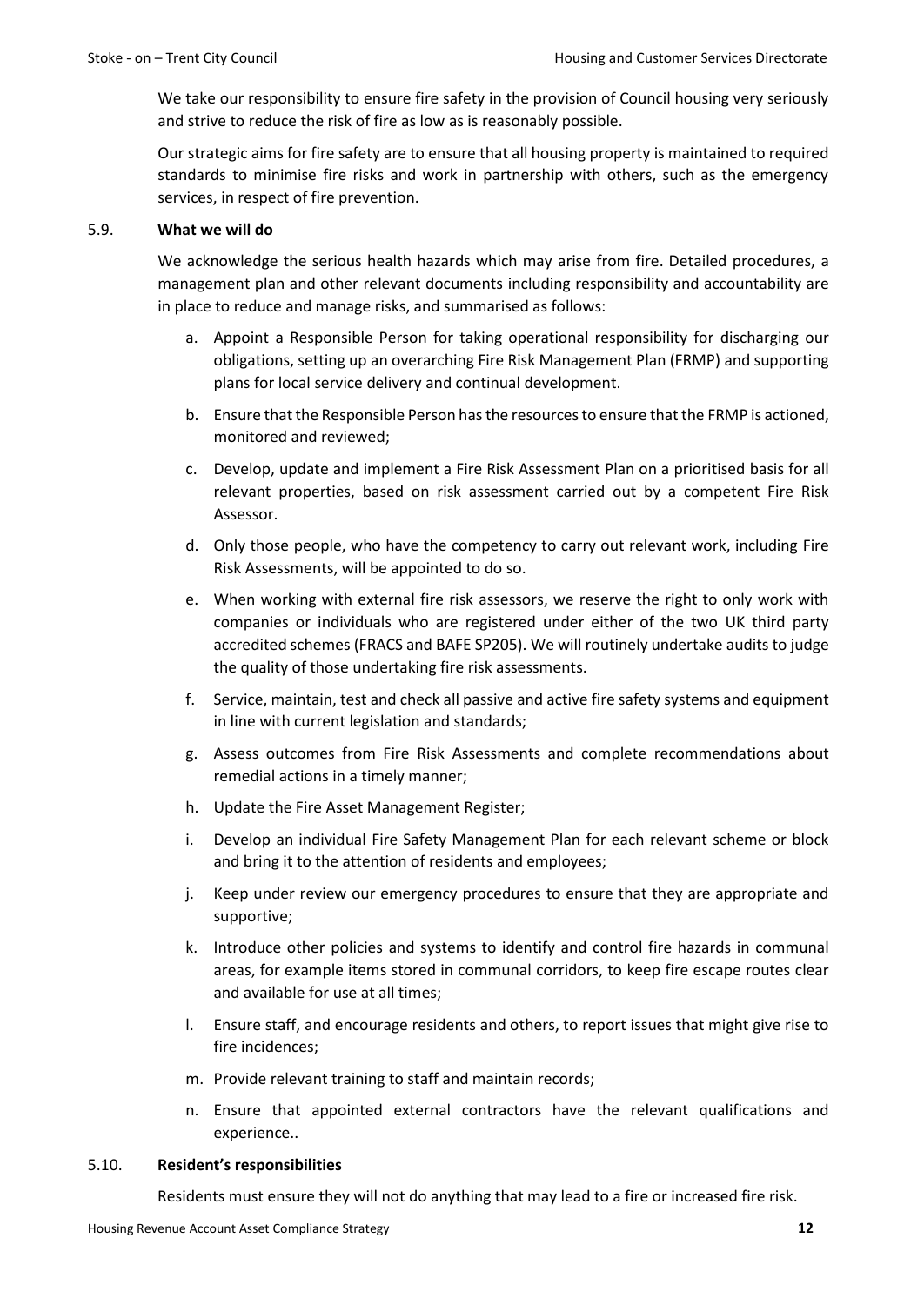We take our responsibility to ensure fire safety in the provision of Council housing very seriously and strive to reduce the risk of fire as low as is reasonably possible.

Our strategic aims for fire safety are to ensure that all housing property is maintained to required standards to minimise fire risks and work in partnership with others, such as the emergency services, in respect of fire prevention.

### 5.9. What we will do

We acknowledge the serious health hazards which may arise from fire. Detailed procedures, a management plan and other relevant documents including responsibility and accountability are in place to reduce and manage risks, and summarised as follows:

a. Appoint a Responsible Person for taking operational responsibility for discharging our obligations, setting up an overarching Fire Risk Management Plan (FRMP) and supporting plans for local service delivery and continual development.

b. Ensure that the Responsible Person has the resources to ensure that the FRMP is actioned, monitored and reviewed;

c. Develop, update and implement a Fire Risk Assessment Plan on a prioritised basis for all relevant properties, based on risk assessment carried out by a competent Fire Risk Assessor.

d. Only those people, who have the competency to carry out relevant work, including Fire Risk Assessments, will be appointed to do so.

e. When working with external fire risk assessors, we reserve the right to only work with companies or individuals who are registered under either of the two UK third party accredited schemes (FRACS and BAFE SP205). We will routinely undertake audits to judge the quality of those undertaking fire risk assessments.

f. Service, maintain, test and check all passive and active fire safety systems and equipment in line with current legislation and standards;

g. Assess outcomes from Fire Risk Assessments and complete recommendations about remedial actions in a timely manner;

h. Update the Fire Asset Management Register;

i. Develop an individual Fire Safety Management Plan for each relevant scheme or block and bring it to the attention of residents and employees;

j. Keep under review our emergency procedures to ensure that they are appropriate and supportive;

k. Introduce other policies and systems to identify and control fire hazards in communal areas, for example items stored in communal corridors, to keep fire escape routes clear and available for use at all times;

l. Ensure staff, and encourage residents and others, to report issues that might give rise to fire incidences;

m. Provide relevant training to staff and maintain records;

n. Ensure that appointed external contractors have the relevant qualifications and experience..

### 5.10. Resident's responsibilities

Residents must ensure they will not do anything that may lead to a fire or increased fire risk.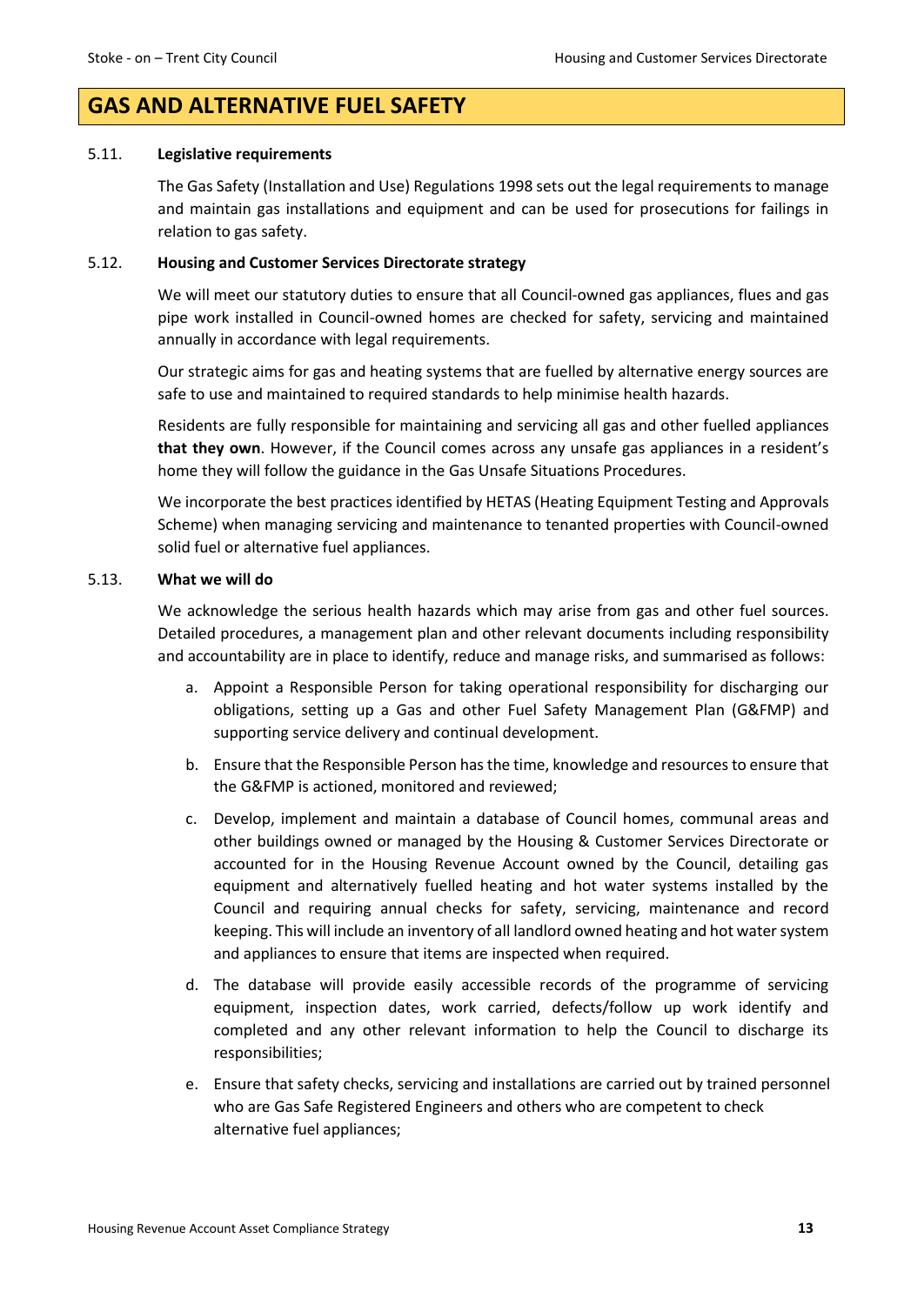## GAS AND ALTERNATIVE FUEL SAFETY

5.11. **Legislative requirements**

The Gas Safety (Installation and Use) Regulations 1998 sets out the legal requirements to manage and maintain gas installations and equipment and can be used for prosecutions for failings in relation to gas safety.

5.12. **Housing and Customer Services Directorate strategy**

We will meet our statutory duties to ensure that all Council-owned gas appliances, flues and gas pipe work installed in Council-owned homes are checked for safety, servicing and maintained annually in accordance with legal requirements.

Our strategic aims for gas and heating systems that are fuelled by alternative energy sources are safe to use and maintained to required standards to help minimise health hazards.

Residents are fully responsible for maintaining and servicing all gas and other fuelled appliances **that they own**. However, if the Council comes across any unsafe gas appliances in a resident's home they will follow the guidance in the Gas Unsafe Situations Procedures.

We incorporate the best practices identified by HETAS (Heating Equipment Testing and Approvals Scheme) when managing servicing and maintenance to tenanted properties with Council-owned solid fuel or alternative fuel appliances.

5.13. **What we will do**

We acknowledge the serious health hazards which may arise from gas and other fuel sources. Detailed procedures, a management plan and other relevant documents including responsibility and accountability are in place to identify, reduce and manage risks, and summarised as follows:

a. Appoint a Responsible Person for taking operational responsibility for discharging our obligations, setting up a Gas and other Fuel Safety Management Plan (G&FMP) and supporting service delivery and continual development.

b. Ensure that the Responsible Person has the time, knowledge and resources to ensure that the G&FMP is actioned, monitored and reviewed;

c. Develop, implement and maintain a database of Council homes, communal areas and other buildings owned or managed by the Housing & Customer Services Directorate or accounted for in the Housing Revenue Account owned by the Council, detailing gas equipment and alternatively fuelled heating and hot water systems installed by the Council and requiring annual checks for safety, servicing, maintenance and record keeping. This will include an inventory of all landlord owned heating and hot water system and appliances to ensure that items are inspected when required.

d. The database will provide easily accessible records of the programme of servicing equipment, inspection dates, work carried, defects/follow up work identify and completed and any other relevant information to help the Council to discharge its responsibilities;

e. Ensure that safety checks, servicing and installations are carried out by trained personnel who are Gas Safe Registered Engineers and others who are competent to check alternative fuel appliances;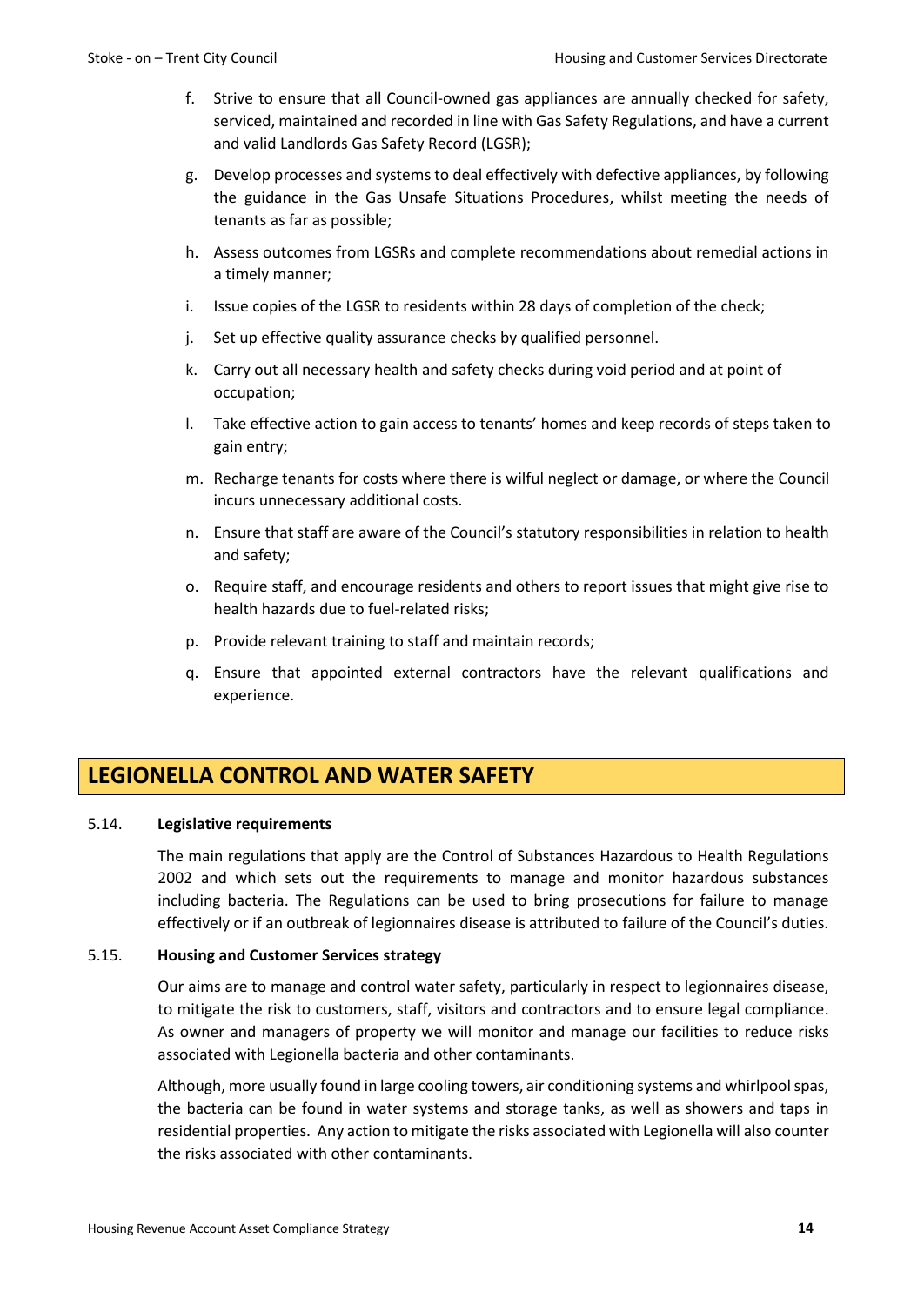f. Strive to ensure that all Council-owned gas appliances are annually checked for safety, serviced, maintained and recorded in line with Gas Safety Regulations, and have a current and valid Landlords Gas Safety Record (LGSR);

g. Develop processes and systems to deal effectively with defective appliances, by following the guidance in the Gas Unsafe Situations Procedures, whilst meeting the needs of tenants as far as possible;

h. Assess outcomes from LGSRs and complete recommendations about remedial actions in a timely manner;

i. Issue copies of the LGSR to residents within 28 days of completion of the check;

j. Set up effective quality assurance checks by qualified personnel.

k. Carry out all necessary health and safety checks during void period and at point of occupation;

l. Take effective action to gain access to tenants' homes and keep records of steps taken to gain entry;

m. Recharge tenants for costs where there is wilful neglect or damage, or where the Council incurs unnecessary additional costs.

n. Ensure that staff are aware of the Council's statutory responsibilities in relation to health and safety;

o. Require staff, and encourage residents and others to report issues that might give rise to health hazards due to fuel-related risks;

p. Provide relevant training to staff and maintain records;

q. Ensure that appointed external contractors have the relevant qualifications and experience.

## LEGIONELLA CONTROL AND WATER SAFETY

5.14. **Legislative requirements**

The main regulations that apply are the Control of Substances Hazardous to Health Regulations 2002 and which sets out the requirements to manage and monitor hazardous substances including bacteria. The Regulations can be used to bring prosecutions for failure to manage effectively or if an outbreak of legionnaires disease is attributed to failure of the Council's duties.

5.15. **Housing and Customer Services strategy**

Our aims are to manage and control water safety, particularly in respect to legionnaires disease, to mitigate the risk to customers, staff, visitors and contractors and to ensure legal compliance. As owner and managers of property we will monitor and manage our facilities to reduce risks associated with Legionella bacteria and other contaminants.

Although, more usually found in large cooling towers, air conditioning systems and whirlpool spas, the bacteria can be found in water systems and storage tanks, as well as showers and taps in residential properties. Any action to mitigate the risks associated with Legionella will also counter the risks associated with other contaminants.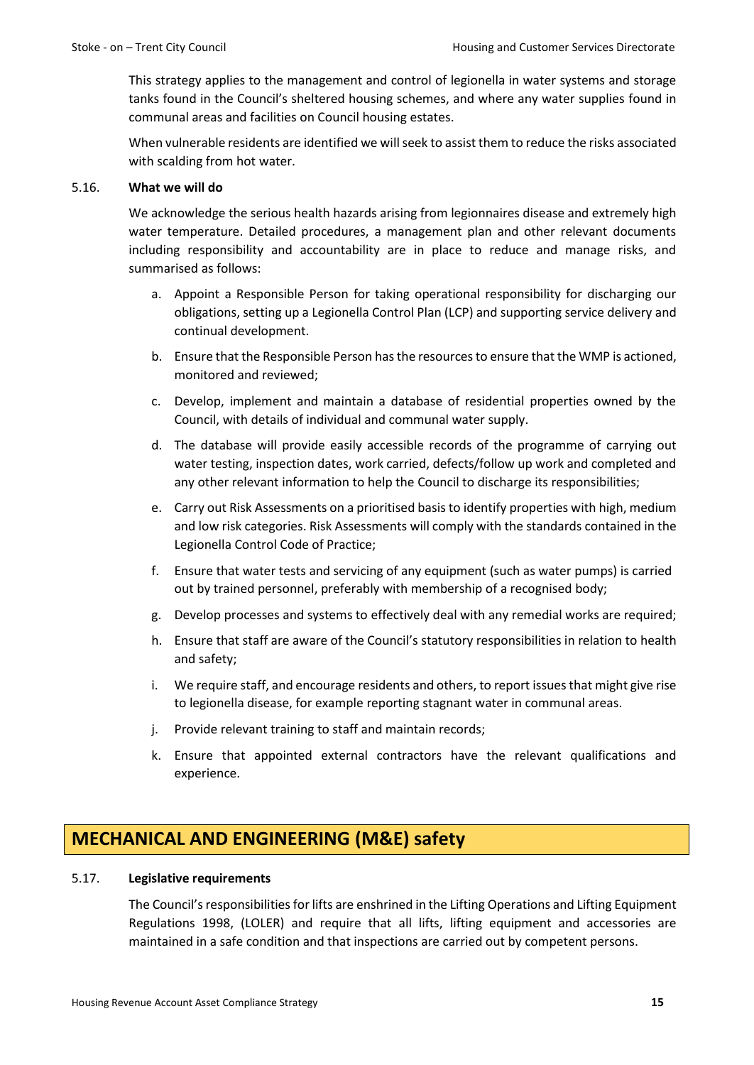This strategy applies to the management and control of legionella in water systems and storage tanks found in the Council's sheltered housing schemes, and where any water supplies found in communal areas and facilities on Council housing estates.

When vulnerable residents are identified we will seek to assist them to reduce the risks associated with scalding from hot water.

5.16. **What we will do**

We acknowledge the serious health hazards arising from legionnaires disease and extremely high water temperature. Detailed procedures, a management plan and other relevant documents including responsibility and accountability are in place to reduce and manage risks, and summarised as follows:

a. Appoint a Responsible Person for taking operational responsibility for discharging our obligations, setting up a Legionella Control Plan (LCP) and supporting service delivery and continual development.

b. Ensure that the Responsible Person has the resources to ensure that the WMP is actioned, monitored and reviewed;

c. Develop, implement and maintain a database of residential properties owned by the Council, with details of individual and communal water supply.

d. The database will provide easily accessible records of the programme of carrying out water testing, inspection dates, work carried, defects/follow up work and completed and any other relevant information to help the Council to discharge its responsibilities;

e. Carry out Risk Assessments on a prioritised basis to identify properties with high, medium and low risk categories. Risk Assessments will comply with the standards contained in the Legionella Control Code of Practice;

f. Ensure that water tests and servicing of any equipment (such as water pumps) is carried out by trained personnel, preferably with membership of a recognised body;

g. Develop processes and systems to effectively deal with any remedial works are required;

h. Ensure that staff are aware of the Council's statutory responsibilities in relation to health and safety;

i. We require staff, and encourage residents and others, to report issues that might give rise to legionella disease, for example reporting stagnant water in communal areas.

j. Provide relevant training to staff and maintain records;

k. Ensure that appointed external contractors have the relevant qualifications and experience.

## MECHANICAL AND ENGINEERING (M&E) safety

5.17. **Legislative requirements**

The Council's responsibilities for lifts are enshrined in the Lifting Operations and Lifting Equipment Regulations 1998, (LOLER) and require that all lifts, lifting equipment and accessories are maintained in a safe condition and that inspections are carried out by competent persons.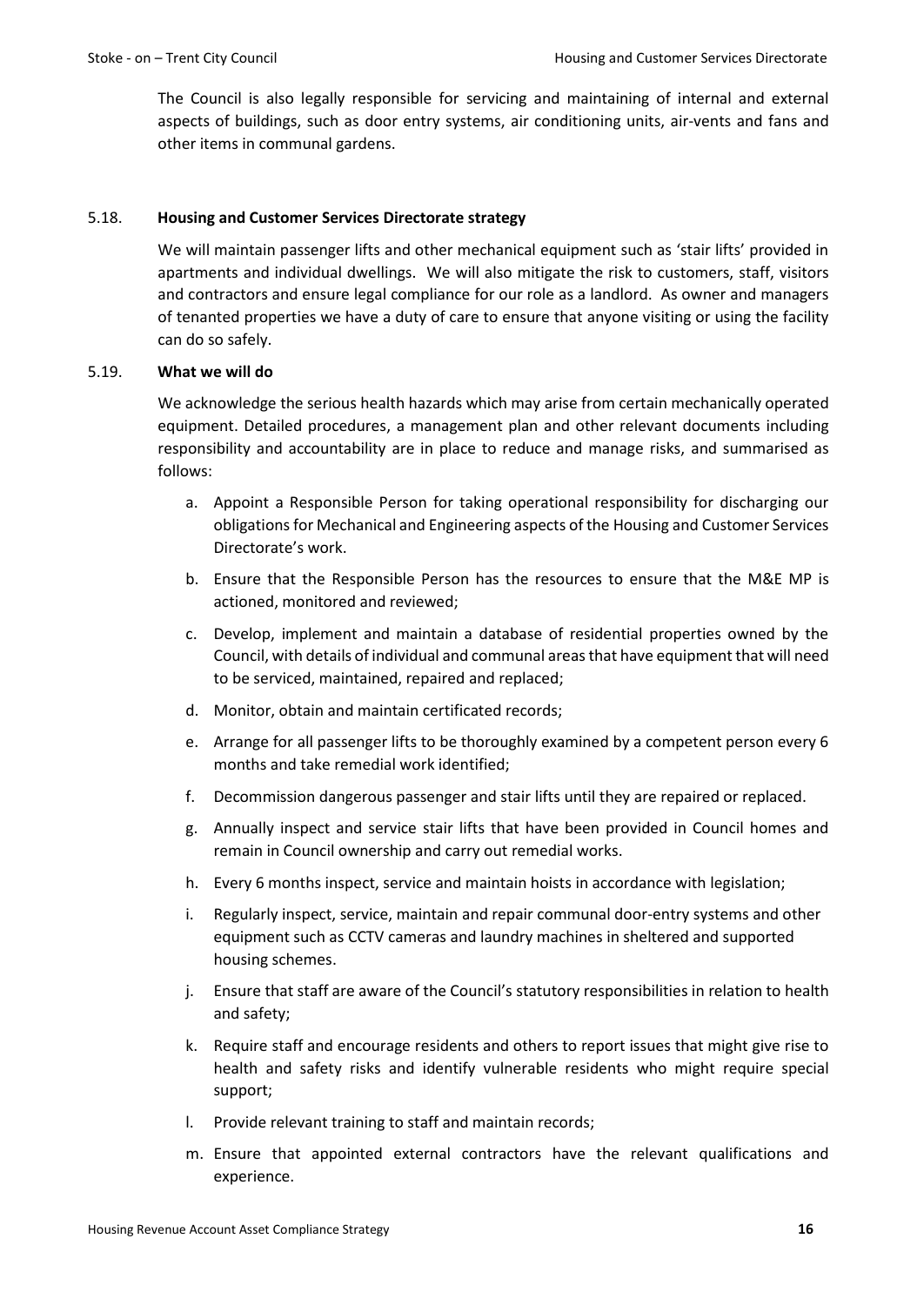The Council is also legally responsible for servicing and maintaining of internal and external aspects of buildings, such as door entry systems, air conditioning units, air-vents and fans and other items in communal gardens.

### 5.18. Housing and Customer Services Directorate strategy

We will maintain passenger lifts and other mechanical equipment such as 'stair lifts' provided in apartments and individual dwellings. We will also mitigate the risk to customers, staff, visitors and contractors and ensure legal compliance for our role as a landlord. As owner and managers of tenanted properties we have a duty of care to ensure that anyone visiting or using the facility can do so safely.

### 5.19. What we will do

We acknowledge the serious health hazards which may arise from certain mechanically operated equipment. Detailed procedures, a management plan and other relevant documents including responsibility and accountability are in place to reduce and manage risks, and summarised as follows:

a. Appoint a Responsible Person for taking operational responsibility for discharging our obligations for Mechanical and Engineering aspects of the Housing and Customer Services Directorate's work.

b. Ensure that the Responsible Person has the resources to ensure that the M&E MP is actioned, monitored and reviewed;

c. Develop, implement and maintain a database of residential properties owned by the Council, with details of individual and communal areas that have equipment that will need to be serviced, maintained, repaired and replaced;

d. Monitor, obtain and maintain certificated records;

e. Arrange for all passenger lifts to be thoroughly examined by a competent person every 6 months and take remedial work identified;

f. Decommission dangerous passenger and stair lifts until they are repaired or replaced.

g. Annually inspect and service stair lifts that have been provided in Council homes and remain in Council ownership and carry out remedial works.

h. Every 6 months inspect, service and maintain hoists in accordance with legislation;

i. Regularly inspect, service, maintain and repair communal door-entry systems and other equipment such as CCTV cameras and laundry machines in sheltered and supported housing schemes.

j. Ensure that staff are aware of the Council's statutory responsibilities in relation to health and safety;

k. Require staff and encourage residents and others to report issues that might give rise to health and safety risks and identify vulnerable residents who might require special support;

l. Provide relevant training to staff and maintain records;

m. Ensure that appointed external contractors have the relevant qualifications and experience.